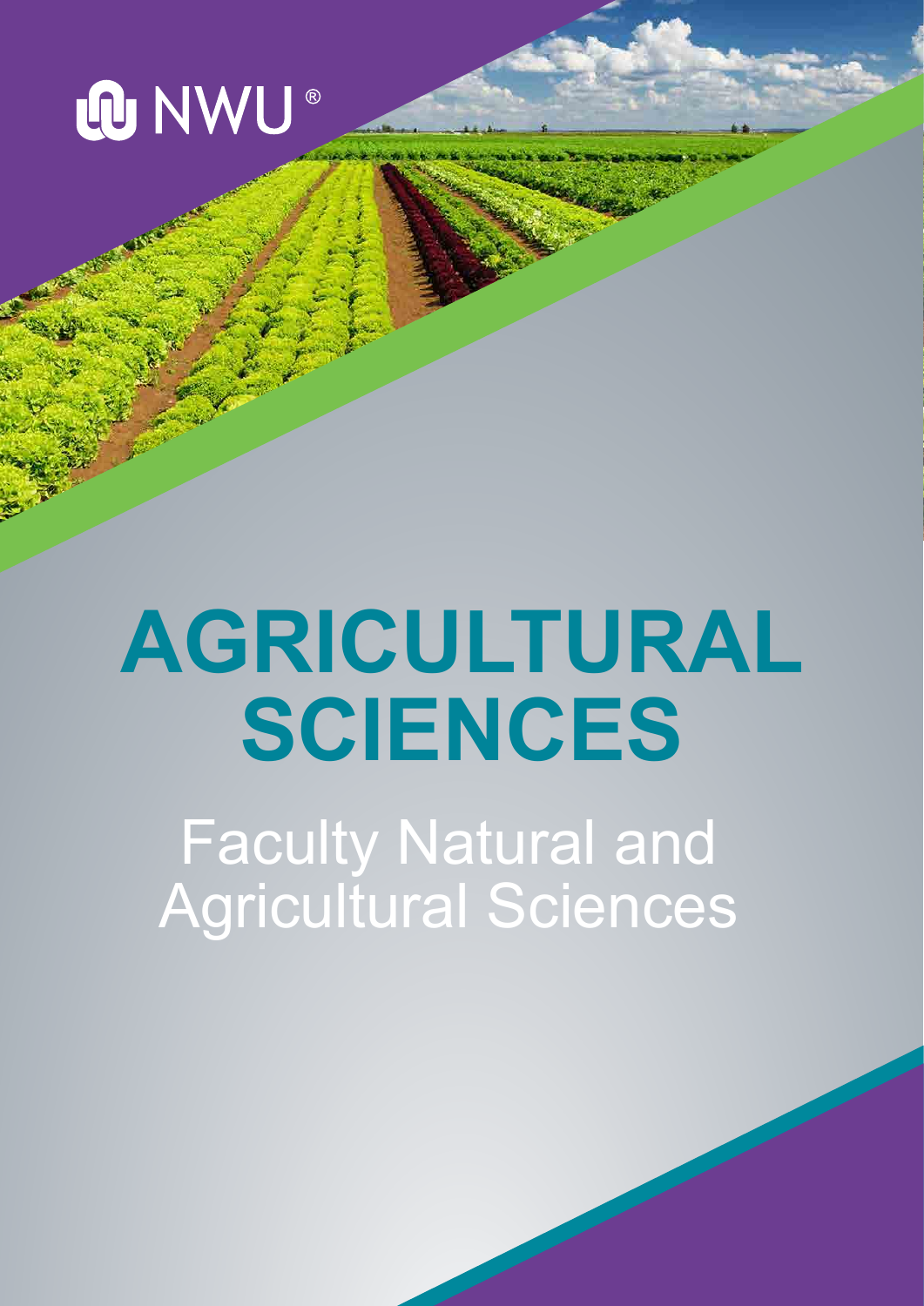NWU®

# AGRICULTURAL SCIENCES

## Faculty Natural and Agricultural Sciences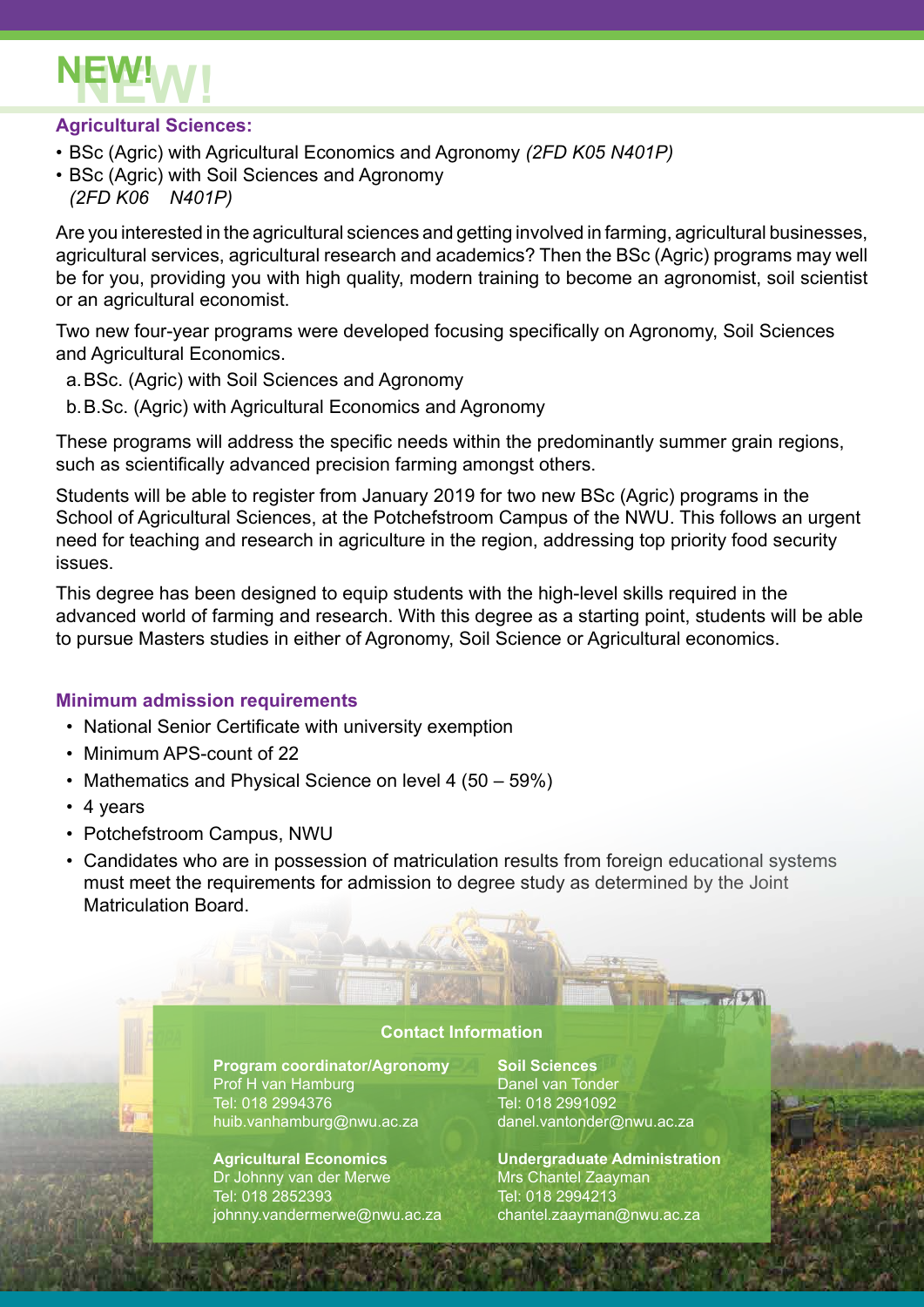# NEW!

## Agricultural Sciences:

- BSc (Agric) with Agricultural Economics and Agronomy *(2FD K05 N401P)*
- BSc (Agric) with Soil Sciences and Agronomy *(2FD K06 N401P)*

Are you interested in the agricultural sciences and getting involved in farming, agricultural businesses, agricultural services, agricultural research and academics? Then the BSc (Agric) programs may well be for you, providing you with high quality, modern training to become an agronomist, soil scientist or an agricultural economist.

Two new four-year programs were developed focusing specifically on Agronomy, Soil Sciences and Agricultural Economics.

a. BSc. (Agric) with Soil Sciences and Agronomy
b. B.Sc. (Agric) with Agricultural Economics and Agronomy

These programs will address the specific needs within the predominantly summer grain regions, such as scientifically advanced precision farming amongst others.

Students will be able to register from January 2019 for two new BSc (Agric) programs in the School of Agricultural Sciences, at the Potchefstroom Campus of the NWU. This follows an urgent need for teaching and research in agriculture in the region, addressing top priority food security issues.

This degree has been designed to equip students with the high-level skills required in the advanced world of farming and research. With this degree as a starting point, students will be able to pursue Masters studies in either of Agronomy, Soil Science or Agricultural economics.

### Minimum admission requirements

- National Senior Certificate with university exemption
- Minimum APS-count of 22
- Mathematics and Physical Science on level 4 (50 – 59%)
- 4 years
- Potchefstroom Campus, NWU
- Candidates who are in possession of matriculation results from foreign educational systems must meet the requirements for admission to degree study as determined by the Joint Matriculation Board.

### Contact Information

**Program coordinator/Agronomy**
Prof H van Hamburg
Tel: 018 2994376
huib.vanhamburg@nwu.ac.za

**Agricultural Economics**
Dr Johnny van der Merwe
Tel: 018 2852393
johnny.vandermerwe@nwu.ac.za

**Soil Sciences**
Danel van Tonder
Tel: 018 2991092
danel.vantonder@nwu.ac.za

**Undergraduate Administration**
Mrs Chantel Zaayman
Tel: 018 2994213
chantel.zaayman@nwu.ac.za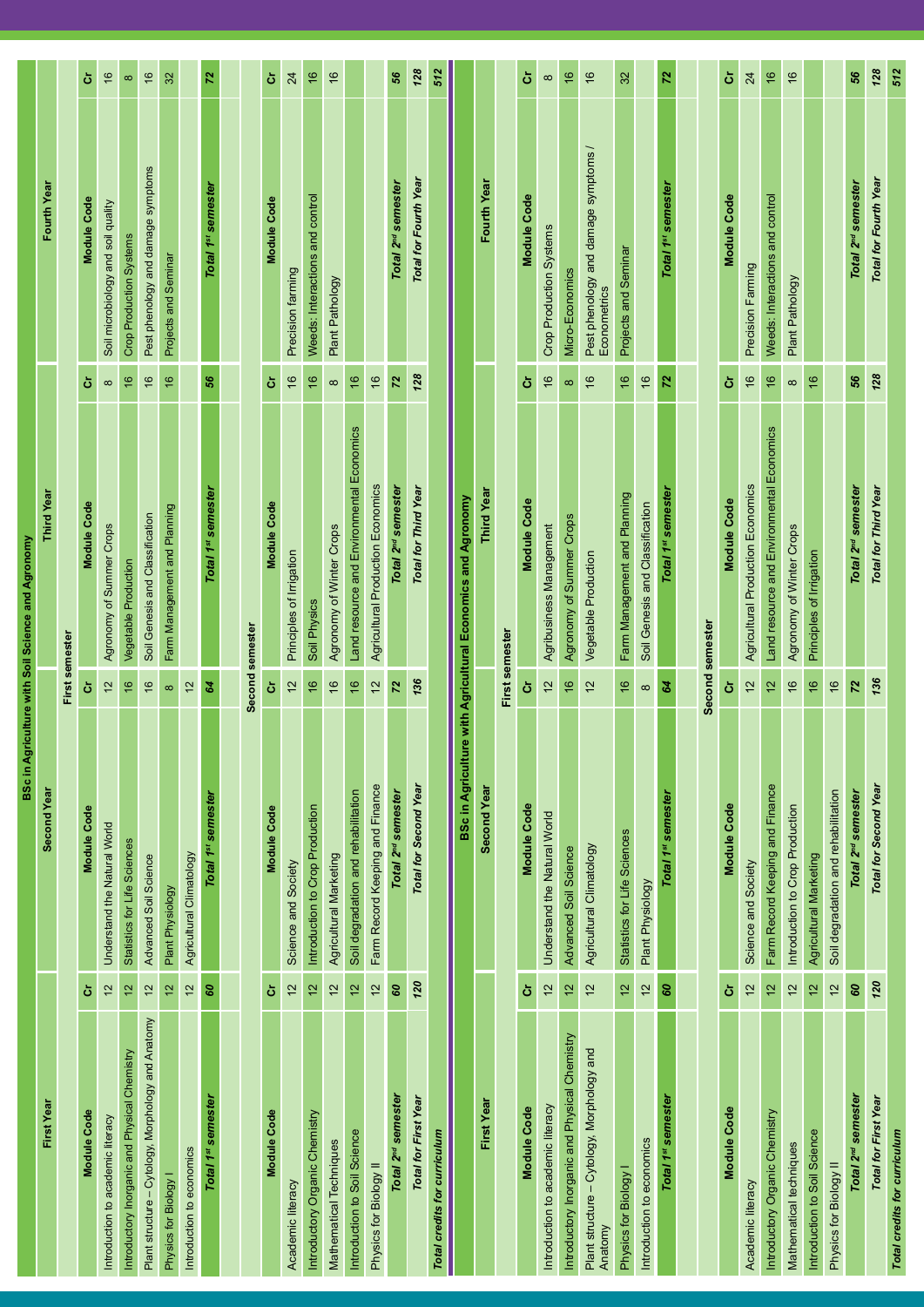## BSc in Agriculture with Soil Science and Agronomy

| First Year | | Second Year | | Third Year | | Fourth Year | |
|---|---|---|---|---|---|---|---|
| **First semester** | | | | | | | |
| **Module Code** | **Cr** | **Module Code** | **Cr** | **Module Code** | **Cr** | **Module Code** | **Cr** |
| Introduction to academic literacy | 12 | Understand the Natural World | 12 | Agronomy of Summer Crops | 8 | Soil microbiology and soil quality | 16 |
| Introductory Inorganic and Physical Chemistry | 12 | Statistics for Life Sciences | 16 | Vegetable Production | 16 | Crop Production Systems | 8 |
| Plant structure – Cytology, Morphology and Anatomy | 12 | Advanced Soil Science | 16 | Soil Genesis and Classification | 16 | Pest phenology and damage symptoms | 16 |
| Physics for Biology I | 12 | Plant Physiology | 8 | Farm Management and Planning | 16 | Projects and Seminar | 32 |
| Introduction to economics | 12 | Agricultural Climatology | 12 | | | | |
| ***Total 1st semester*** | ***60*** | ***Total 1st semester*** | ***64*** | ***Total 1st semester*** | ***56*** | ***Total 1st semester*** | ***72*** |
| **Second semester** | | | | | | | |
| **Module Code** | **Cr** | **Module Code** | **Cr** | **Module Code** | **Cr** | **Module Code** | **Cr** |
| Academic literacy | 12 | Science and Society | 12 | Principles of Irrigation | 16 | Precision farming | 24 |
| Introductory Organic Chemistry | 12 | Introduction to Crop Production | 16 | Soil Physics | 16 | Weeds: Interactions and control | 16 |
| Mathematical Techniques | 12 | Agricultural Marketing | 16 | Agronomy of Winter Crops | 8 | Plant Pathology | 16 |
| Introduction to Soil Science | 12 | Soil degradation and rehabilitation | 16 | Land resource and Environmental Economics | 16 | | |
| Physics for Biology II | 12 | Farm Record Keeping and Finance | 12 | Agricultural Production Economics | 16 | | |
| ***Total 2nd semester*** | ***60*** | ***Total 2nd semester*** | ***72*** | ***Total 2nd semester*** | ***72*** | ***Total 2nd semester*** | ***56*** |
| ***Total for First Year*** | ***120*** | ***Total for Second Year*** | ***136*** | ***Total for Third Year*** | ***128*** | ***Total for Fourth Year*** | ***128*** |
| ***Total credits for curriculum*** | | | | | | | ***512*** |

## BSc in Agriculture with Agricultural Economics and Agronomy

| First Year | | Second Year | | Third Year | | Fourth Year | |
|---|---|---|---|---|---|---|---|
| **First semester** | | | | | | | |
| **Module Code** | **Cr** | **Module Code** | **Cr** | **Module Code** | **Cr** | **Module Code** | **Cr** |
| Introduction to academic literacy | 12 | Understand the Natural World | 12 | Agribusiness Management | 16 | Crop Production Systems | 8 |
| Introductory Inorganic and Physical Chemistry | 12 | Advanced Soil Science | 16 | Agronomy of Summer Crops | 8 | Micro-Economics | 16 |
| Plant structure – Cytology, Morphology and Anatomy | 12 | Agricultural Climatology | 12 | Vegetable Production | 16 | Pest phenology and damage symptoms / Econometrics | 16 |
| Physics for Biology I | 12 | Statistics for Life Sciences | 16 | Farm Management and Planning | 16 | Projects and Seminar | 32 |
| Introduction to economics | 12 | Plant Physiology | 8 | Soil Genesis and Classification | 16 | | |
| ***Total 1st semester*** | ***60*** | ***Total 1st semester*** | ***64*** | ***Total 1st semester*** | ***72*** | ***Total 1st semester*** | ***72*** |
| **Second semester** | | | | | | | |
| **Module Code** | **Cr** | **Module Code** | **Cr** | **Module Code** | **Cr** | **Module Code** | **Cr** |
| Academic literacy | 12 | Science and Society | 12 | Agricultural Production Economics | 16 | Precision Farming | 24 |
| Introductory Organic Chemistry | 12 | Farm Record Keeping and Finance | 12 | Land resource and Environmental Economics | 16 | Weeds: Interactions and control | 16 |
| Mathematical techniques | 12 | Introduction to Crop Production | 16 | Agronomy of Winter Crops | 8 | Plant Pathology | 16 |
| Introduction to Soil Science | 12 | Agricultural Marketing | 16 | Principles of Irrigation | 16 | | |
| Physics for Biology II | 12 | Soil degradation and rehabilitation | 16 | | | | |
| ***Total 2nd semester*** | ***60*** | ***Total 2nd semester*** | ***72*** | ***Total 2nd semester*** | ***56*** | ***Total 2nd semester*** | ***56*** |
| ***Total for First Year*** | ***120*** | ***Total for Second Year*** | ***136*** | ***Total for Third Year*** | ***128*** | ***Total for Fourth Year*** | ***128*** |
| ***Total credits for curriculum*** | | | | | | | ***512*** |